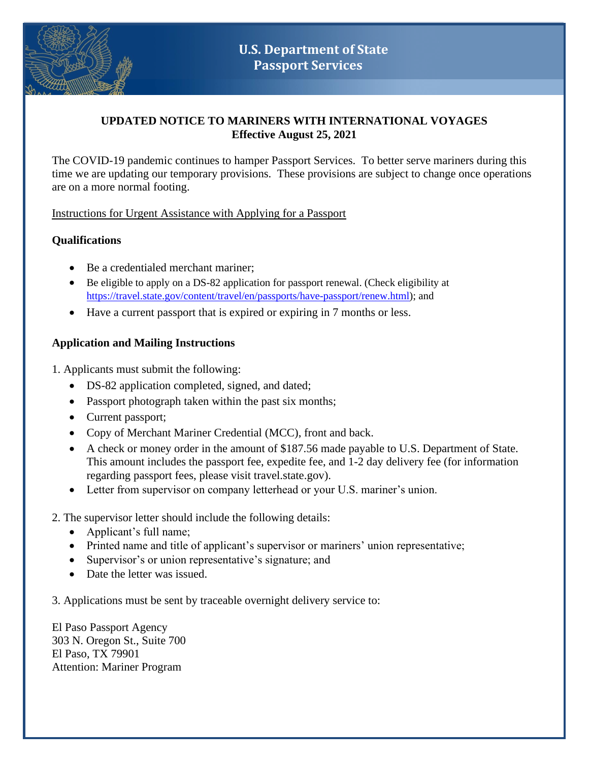# U.S. Department of State
# Passport Services

## UPDATED NOTICE TO MARINERS WITH INTERNATIONAL VOYAGES
**Effective August 25, 2021**

The COVID-19 pandemic continues to hamper Passport Services. To better serve mariners during this time we are updating our temporary provisions. These provisions are subject to change once operations are on a more normal footing.

<u>Instructions for Urgent Assistance with Applying for a Passport</u>

**Qualifications**

- Be a credentialed merchant mariner;
- Be eligible to apply on a DS-82 application for passport renewal. (Check eligibility at https://travel.state.gov/content/travel/en/passports/have-passport/renew.html); and
- Have a current passport that is expired or expiring in 7 months or less.

**Application and Mailing Instructions**

1. Applicants must submit the following:
   - DS-82 application completed, signed, and dated;
   - Passport photograph taken within the past six months;
   - Current passport;
   - Copy of Merchant Mariner Credential (MCC), front and back.
   - A check or money order in the amount of $187.56 made payable to U.S. Department of State. This amount includes the passport fee, expedite fee, and 1-2 day delivery fee (for information regarding passport fees, please visit travel.state.gov).
   - Letter from supervisor on company letterhead or your U.S. mariner's union.

2. The supervisor letter should include the following details:
   - Applicant's full name;
   - Printed name and title of applicant's supervisor or mariners' union representative;
   - Supervisor's or union representative's signature; and
   - Date the letter was issued.

3. Applications must be sent by traceable overnight delivery service to:

El Paso Passport Agency
303 N. Oregon St., Suite 700
El Paso, TX 79901
Attention: Mariner Program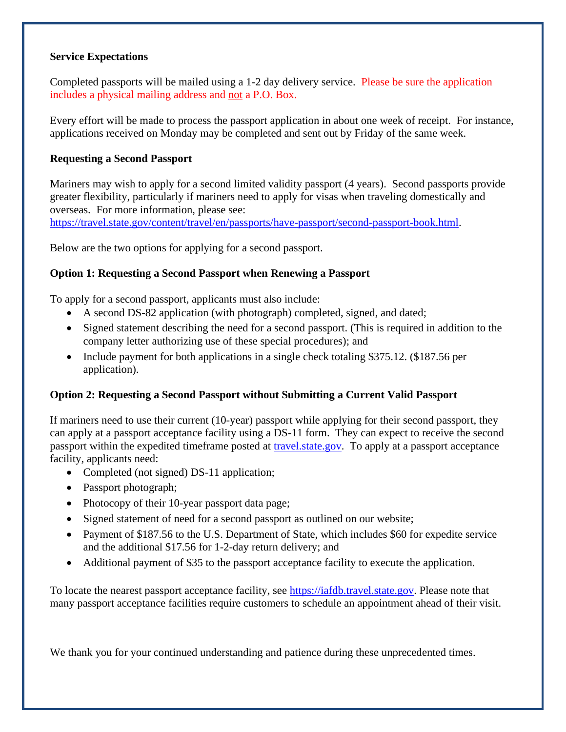**Service Expectations**

Completed passports will be mailed using a 1-2 day delivery service. Please be sure the application includes a physical mailing address and not a P.O. Box.

Every effort will be made to process the passport application in about one week of receipt. For instance, applications received on Monday may be completed and sent out by Friday of the same week.

**Requesting a Second Passport**

Mariners may wish to apply for a second limited validity passport (4 years). Second passports provide greater flexibility, particularly if mariners need to apply for visas when traveling domestically and overseas. For more information, please see: https://travel.state.gov/content/travel/en/passports/have-passport/second-passport-book.html.

Below are the two options for applying for a second passport.

**Option 1: Requesting a Second Passport when Renewing a Passport**

To apply for a second passport, applicants must also include:

- A second DS-82 application (with photograph) completed, signed, and dated;
- Signed statement describing the need for a second passport. (This is required in addition to the company letter authorizing use of these special procedures); and
- Include payment for both applications in a single check totaling $375.12. ($187.56 per application).

**Option 2: Requesting a Second Passport without Submitting a Current Valid Passport**

If mariners need to use their current (10-year) passport while applying for their second passport, they can apply at a passport acceptance facility using a DS-11 form. They can expect to receive the second passport within the expedited timeframe posted at travel.state.gov. To apply at a passport acceptance facility, applicants need:

- Completed (not signed) DS-11 application;
- Passport photograph;
- Photocopy of their 10-year passport data page;
- Signed statement of need for a second passport as outlined on our website;
- Payment of $187.56 to the U.S. Department of State, which includes $60 for expedite service and the additional $17.56 for 1-2-day return delivery; and
- Additional payment of $35 to the passport acceptance facility to execute the application.

To locate the nearest passport acceptance facility, see https://iafdb.travel.state.gov. Please note that many passport acceptance facilities require customers to schedule an appointment ahead of their visit.

We thank you for your continued understanding and patience during these unprecedented times.